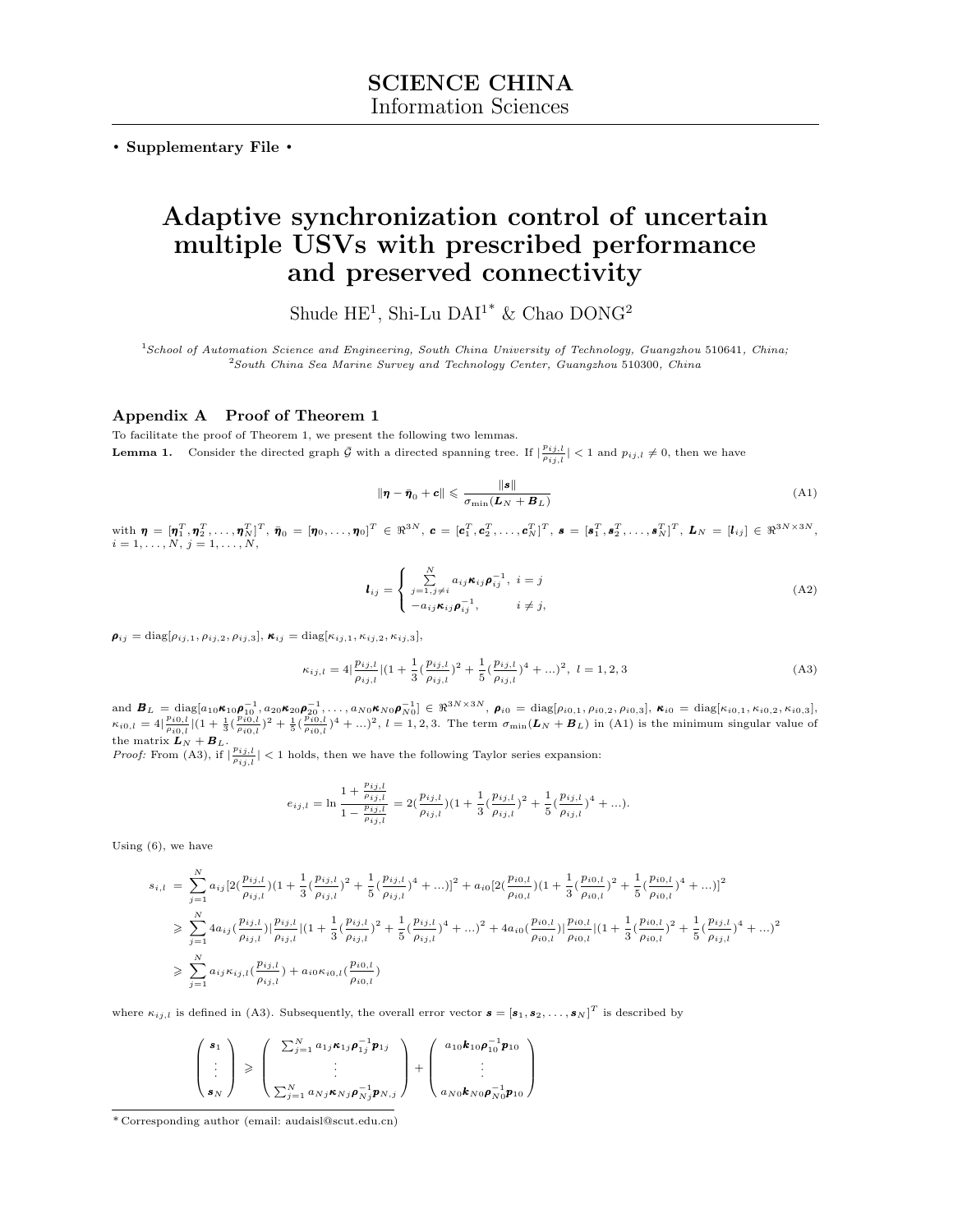**SCIENCE CHINA**
Information Sciences

• **Supplementary File** •

# Adaptive synchronization control of uncertain multiple USVs with prescribed performance and preserved connectivity

Shude HE[1], Shi-Lu DAI[1*] & Chao DONG[2]

[1]*School of Automation Science and Engineering, South China University of Technology, Guangzhou 510641, China;*
[2]*South China Sea Marine Survey and Technology Center, Guangzhou 510300, China*

## Appendix A Proof of Theorem 1

To facilitate the proof of Theorem 1, we present the following two lemmas.

**Lemma 1.** Consider the directed graph $\bar{\mathcal{G}}$ with a directed spanning tree. If $|\frac{p_{ij,l}}{\rho_{ij,l}}| < 1$ and $p_{ij,l} \neq 0$, then we have

$$\|\boldsymbol{\eta} - \bar{\boldsymbol{\eta}}_0 + \boldsymbol{c}\| \leqslant \frac{\|\boldsymbol{s}\|}{\sigma_{\min}(\boldsymbol{L}_N + \boldsymbol{B}_L)} \tag{A1}$$

with $\boldsymbol{\eta} = [\boldsymbol{\eta}_1^T, \boldsymbol{\eta}_2^T, \ldots, \boldsymbol{\eta}_N^T]^T$, $\bar{\boldsymbol{\eta}}_0 = [\boldsymbol{\eta}_0, \ldots, \boldsymbol{\eta}_0]^T \in \Re^{3N}$, $\boldsymbol{c} = [\boldsymbol{c}_1^T, \boldsymbol{c}_2^T, \ldots, \boldsymbol{c}_N^T]^T$, $\boldsymbol{s} = [\boldsymbol{s}_1^T, \boldsymbol{s}_2^T, \ldots, \boldsymbol{s}_N^T]^T$, $\boldsymbol{L}_N = [\boldsymbol{l}_{ij}] \in \Re^{3N\times 3N}$, $i = 1, \ldots, N$, $j = 1, \ldots, N$,

$$\boldsymbol{l}_{ij} = \begin{cases} \sum\limits_{j=1, j\neq i}^{N} a_{ij}\boldsymbol{\kappa}_{ij}\boldsymbol{\rho}_{ij}^{-1}, & i = j \\ -a_{ij}\boldsymbol{\kappa}_{ij}\boldsymbol{\rho}_{ij}^{-1}, & i \neq j, \end{cases} \tag{A2}$$

$\boldsymbol{\rho}_{ij} = \mathrm{diag}[\rho_{ij,1}, \rho_{ij,2}, \rho_{ij,3}]$, $\boldsymbol{\kappa}_{ij} = \mathrm{diag}[\kappa_{ij,1}, \kappa_{ij,2}, \kappa_{ij,3}]$,

$$\kappa_{ij,l} = 4|\frac{p_{ij,l}}{\rho_{ij,l}}|(1 + \frac{1}{3}(\frac{p_{ij,l}}{\rho_{ij,l}})^2 + \frac{1}{5}(\frac{p_{ij,l}}{\rho_{ij,l}})^4 + ...)^2, \ l = 1, 2, 3 \tag{A3}$$

and $\boldsymbol{B}_L = \mathrm{diag}[a_{10}\boldsymbol{\kappa}_{10}\boldsymbol{\rho}_{10}^{-1}, a_{20}\boldsymbol{\kappa}_{20}\boldsymbol{\rho}_{20}^{-1}, \ldots, a_{N0}\boldsymbol{\kappa}_{N0}\boldsymbol{\rho}_{N0}^{-1}] \in \Re^{3N\times 3N}$, $\boldsymbol{\rho}_{i0} = \mathrm{diag}[\rho_{i0,1}, \rho_{i0,2}, \rho_{i0,3}]$, $\boldsymbol{\kappa}_{i0} = \mathrm{diag}[\kappa_{i0,1}, \kappa_{i0,2}, \kappa_{i0,3}]$, $\kappa_{i0,l} = 4|\frac{p_{i0,l}}{\rho_{i0,l}}|(1 + \frac{1}{3}(\frac{p_{i0,l}}{\rho_{i0,l}})^2 + \frac{1}{5}(\frac{p_{i0,l}}{\rho_{i0,l}})^4 + ...)^2$, $l = 1, 2, 3$. The term $\sigma_{\min}(\boldsymbol{L}_N + \boldsymbol{B}_L)$ in (A1) is the minimum singular value of the matrix $\boldsymbol{L}_N + \boldsymbol{B}_L$.

*Proof:* From (A3), if $|\frac{p_{ij,l}}{\rho_{ij,l}}| < 1$ holds, then we have the following Taylor series expansion:

$$e_{ij,l} = \ln\frac{1 + \frac{p_{ij,l}}{\rho_{ij,l}}}{1 - \frac{p_{ij,l}}{\rho_{ij,l}}} = 2(\frac{p_{ij,l}}{\rho_{ij,l}})(1 + \frac{1}{3}(\frac{p_{ij,l}}{\rho_{ij,l}})^2 + \frac{1}{5}(\frac{p_{ij,l}}{\rho_{ij,l}})^4 + ...).$$

Using (6), we have

$$\begin{aligned} s_{i,l} &= \sum_{j=1}^{N} a_{ij}[2(\frac{p_{ij,l}}{\rho_{ij,l}})(1 + \frac{1}{3}(\frac{p_{ij,l}}{\rho_{ij,l}})^2 + \frac{1}{5}(\frac{p_{ij,l}}{\rho_{ij,l}})^4 + ...)]^2 + a_{i0}[2(\frac{p_{i0,l}}{\rho_{i0,l}})(1 + \frac{1}{3}(\frac{p_{i0,l}}{\rho_{i0,l}})^2 + \frac{1}{5}(\frac{p_{i0,l}}{\rho_{i0,l}})^4 + ...)]^2 \\ &\geqslant \sum_{j=1}^{N} 4a_{ij}(\frac{p_{ij,l}}{\rho_{ij,l}})|\frac{p_{ij,l}}{\rho_{ij,l}}|(1 + \frac{1}{3}(\frac{p_{ij,l}}{\rho_{ij,l}})^2 + \frac{1}{5}(\frac{p_{ij,l}}{\rho_{ij,l}})^4 + ...)^2 + 4a_{i0}(\frac{p_{i0,l}}{\rho_{i0,l}})|\frac{p_{i0,l}}{\rho_{i0,l}}|(1 + \frac{1}{3}(\frac{p_{i0,l}}{\rho_{i0,l}})^2 + \frac{1}{5}(\frac{p_{ij,l}}{\rho_{ij,l}})^4 + ...)^2 \\ &\geqslant \sum_{j=1}^{N} a_{ij}\kappa_{ij,l}(\frac{p_{ij,l}}{\rho_{ij,l}}) + a_{i0}\kappa_{i0,l}(\frac{p_{i0,l}}{\rho_{i0,l}}) \end{aligned}$$

where $\kappa_{ij,l}$ is defined in (A3). Subsequently, the overall error vector $\boldsymbol{s} = [\boldsymbol{s}_1, \boldsymbol{s}_2, \ldots, \boldsymbol{s}_N]^T$ is described by

$$\begin{pmatrix} \boldsymbol{s}_1 \\ \vdots \\ \boldsymbol{s}_N \end{pmatrix} \geqslant \begin{pmatrix} \sum_{j=1}^{N} a_{1j}\boldsymbol{\kappa}_{1j}\boldsymbol{\rho}_{1j}^{-1}\boldsymbol{p}_{1j} \\ \vdots \\ \sum_{j=1}^{N} a_{Nj}\boldsymbol{\kappa}_{Nj}\boldsymbol{\rho}_{Nj}^{-1}\boldsymbol{p}_{N,j} \end{pmatrix} + \begin{pmatrix} a_{10}\boldsymbol{k}_{10}\boldsymbol{\rho}_{10}^{-1}\boldsymbol{p}_{10} \\ \vdots \\ a_{N0}\boldsymbol{k}_{N0}\boldsymbol{\rho}_{N0}^{-1}\boldsymbol{p}_{10} \end{pmatrix}$$

*Corresponding author (email: audaisl@scut.edu.cn)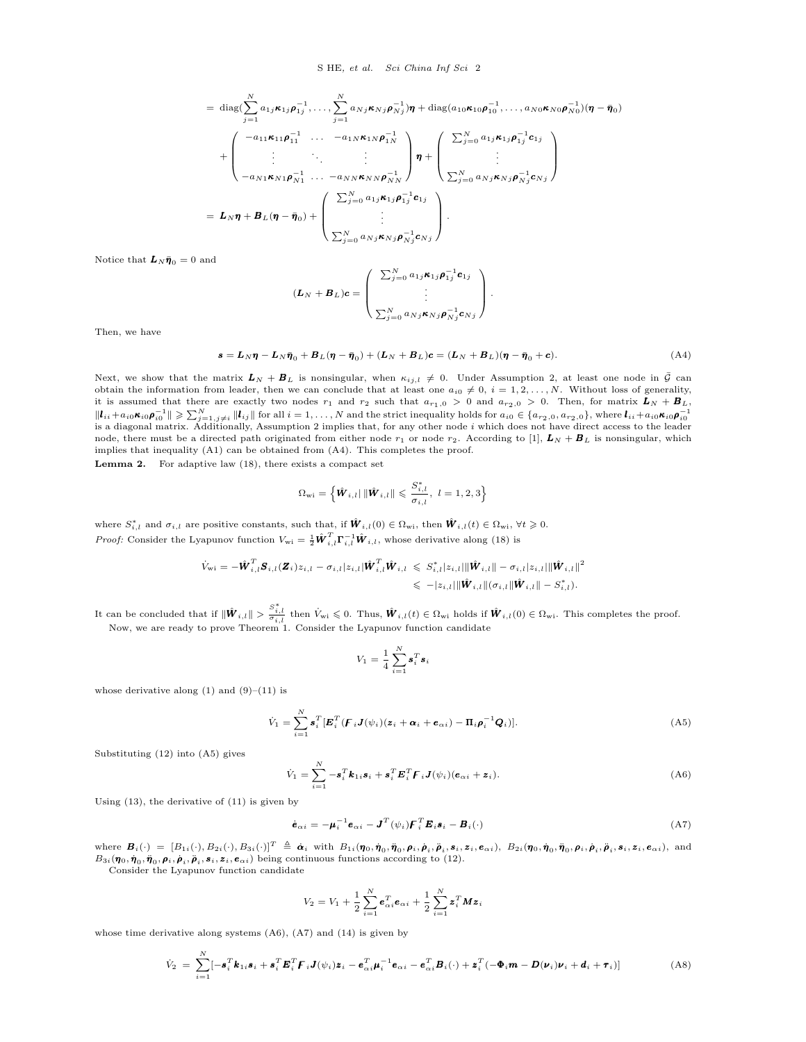$$
\begin{aligned}
&= \mathrm{diag}\Big(\sum_{j=1}^{N} a_{1j}\boldsymbol{\kappa}_{1j}\boldsymbol{\rho}_{1j}^{-1},\ldots,\sum_{j=1}^{N} a_{Nj}\boldsymbol{\kappa}_{Nj}\boldsymbol{\rho}_{Nj}^{-1}\Big)\boldsymbol{\eta} + \mathrm{diag}(a_{10}\boldsymbol{\kappa}_{10}\boldsymbol{\rho}_{10}^{-1},\ldots,a_{N0}\boldsymbol{\kappa}_{N0}\boldsymbol{\rho}_{N0}^{-1})(\boldsymbol{\eta}-\bar{\boldsymbol{\eta}}_0) \\
&\quad + \begin{pmatrix} -a_{11}\boldsymbol{\kappa}_{11}\boldsymbol{\rho}_{11}^{-1} & \ldots & -a_{1N}\boldsymbol{\kappa}_{1N}\boldsymbol{\rho}_{1N}^{-1} \\ \vdots & \ddots & \vdots \\ -a_{N1}\boldsymbol{\kappa}_{N1}\boldsymbol{\rho}_{N1}^{-1} & \ldots & -a_{NN}\boldsymbol{\kappa}_{NN}\boldsymbol{\rho}_{NN}^{-1} \end{pmatrix}\boldsymbol{\eta} + \begin{pmatrix} \sum_{j=0}^{N} a_{1j}\boldsymbol{\kappa}_{1j}\boldsymbol{\rho}_{1j}^{-1}\boldsymbol{c}_{1j} \\ \vdots \\ \sum_{j=0}^{N} a_{Nj}\boldsymbol{\kappa}_{Nj}\boldsymbol{\rho}_{Nj}^{-1}\boldsymbol{c}_{Nj} \end{pmatrix} \\
&= \boldsymbol{L}_N\boldsymbol{\eta} + \boldsymbol{B}_L(\boldsymbol{\eta}-\bar{\boldsymbol{\eta}}_0) + \begin{pmatrix} \sum_{j=0}^{N} a_{1j}\boldsymbol{\kappa}_{1j}\boldsymbol{\rho}_{1j}^{-1}\boldsymbol{c}_{1j} \\ \vdots \\ \sum_{j=0}^{N} a_{Nj}\boldsymbol{\kappa}_{Nj}\boldsymbol{\rho}_{Nj}^{-1}\boldsymbol{c}_{Nj} \end{pmatrix}.
\end{aligned}
$$

Notice that $\boldsymbol{L}_N\bar{\boldsymbol{\eta}}_0 = 0$ and

$$
(\boldsymbol{L}_N + \boldsymbol{B}_L)\boldsymbol{c} = \begin{pmatrix} \sum_{j=0}^{N} a_{1j}\boldsymbol{\kappa}_{1j}\boldsymbol{\rho}_{1j}^{-1}\boldsymbol{c}_{1j} \\ \vdots \\ \sum_{j=0}^{N} a_{Nj}\boldsymbol{\kappa}_{Nj}\boldsymbol{\rho}_{Nj}^{-1}\boldsymbol{c}_{Nj} \end{pmatrix}.
$$

Then, we have

$$
\boldsymbol{s} = \boldsymbol{L}_N\boldsymbol{\eta} - \boldsymbol{L}_N\bar{\boldsymbol{\eta}}_0 + \boldsymbol{B}_L(\boldsymbol{\eta}-\bar{\boldsymbol{\eta}}_0) + (\boldsymbol{L}_N+\boldsymbol{B}_L)\boldsymbol{c} = (\boldsymbol{L}_N+\boldsymbol{B}_L)(\boldsymbol{\eta}-\bar{\boldsymbol{\eta}}_0+\boldsymbol{c}). \tag{A4}
$$

Next, we show that the matrix $\boldsymbol{L}_N + \boldsymbol{B}_L$ is nonsingular, when $\kappa_{ij,l} \neq 0$. Under Assumption 2, at least one node in $\bar{\mathcal{G}}$ can obtain the information from leader, then we can conclude that at least one $a_{i0} \neq 0$, $i = 1, 2, \ldots, N$. Without loss of generality, it is assumed that there are exactly two nodes $r_1$ and $r_2$ such that $a_{r1,0} > 0$ and $a_{r2,0} > 0$. Then, for matrix $\boldsymbol{L}_N + \boldsymbol{B}_L$, $\|\boldsymbol{l}_{ii} + a_{i0}\boldsymbol{\kappa}_{i0}\boldsymbol{\rho}_{i0}^{-1}\| \geqslant \sum_{j=1,j\neq i}^{N}\|\boldsymbol{l}_{ij}\|$ for all $i = 1, \ldots, N$ and the strict inequality holds for $a_{i0} \in \{a_{r2,0}, a_{r2,0}\}$, where $\boldsymbol{l}_{ii} + a_{i0}\boldsymbol{\kappa}_{i0}\boldsymbol{\rho}_{i0}^{-1}$ is a diagonal matrix. Additionally, Assumption 2 implies that, for any other node $i$ which does not have direct access to the leader node, there must be a directed path originated from either node $r_1$ or node $r_2$. According to [1], $\boldsymbol{L}_N + \boldsymbol{B}_L$ is nonsingular, which implies that inequality (A1) can be obtained from (A4). This completes the proof.

**Lemma 2.** For adaptive law (18), there exists a compact set

$$
\Omega_{\mathrm{wi}} = \Big\{\hat{\boldsymbol{W}}_{i,l} \,\big|\, \|\hat{\boldsymbol{W}}_{i,l}\| \leqslant \frac{S_{i,l}^{*}}{\sigma_{i,l}},\ l = 1, 2, 3\Big\}
$$

where $S_{i,l}^{*}$ and $\sigma_{i,l}$ are positive constants, such that, if $\hat{\boldsymbol{W}}_{i,l}(0) \in \Omega_{\mathrm{wi}}$, then $\hat{\boldsymbol{W}}_{i,l}(t) \in \Omega_{\mathrm{wi}}$, $\forall t \geqslant 0$.

*Proof:* Consider the Lyapunov function $V_{\mathrm{wi}} = \frac{1}{2}\hat{\boldsymbol{W}}_{i,l}^{T}\boldsymbol{\Gamma}_{i,l}^{-1}\hat{\boldsymbol{W}}_{i,l}$, whose derivative along (18) is

$$
\begin{aligned}
\dot{V}_{\mathrm{wi}} = -\hat{\boldsymbol{W}}_{i,l}^{T}\boldsymbol{S}_{i,l}(\boldsymbol{Z}_i)z_{i,l} - \sigma_{i,l}|z_{i,l}|\hat{\boldsymbol{W}}_{i,l}^{T}\hat{\boldsymbol{W}}_{i,l} &\leqslant S_{i,l}^{*}|z_{i,l}|\|\hat{\boldsymbol{W}}_{i,l}\| - \sigma_{i,l}|z_{i,l}|\|\hat{\boldsymbol{W}}_{i,l}\|^2 \\
&\leqslant -|z_{i,l}|\|\hat{\boldsymbol{W}}_{i,l}\|(\sigma_{i,l}\|\hat{\boldsymbol{W}}_{i,l}\| - S_{i,l}^{*}).
\end{aligned}
$$

It can be concluded that if $\|\hat{\boldsymbol{W}}_{i,l}\| > \frac{S_{i,l}^{*}}{\sigma_{i,l}}$ then $\dot{V}_{\mathrm{wi}} \leqslant 0$. Thus, $\hat{\boldsymbol{W}}_{i,l}(t) \in \Omega_{\mathrm{wi}}$ holds if $\hat{\boldsymbol{W}}_{i,l}(0) \in \Omega_{\mathrm{wi}}$. This completes the proof.

Now, we are ready to prove Theorem 1. Consider the Lyapunov function candidate

$$
V_1 = \frac{1}{4}\sum_{i=1}^{N}\boldsymbol{s}_i^{T}\boldsymbol{s}_i
$$

whose derivative along (1) and (9)–(11) is

$$
\dot{V}_1 = \sum_{i=1}^{N}\boldsymbol{s}_i^{T}[\boldsymbol{E}_i^{T}(\boldsymbol{F}_i\boldsymbol{J}(\psi_i)(\boldsymbol{z}_i + \boldsymbol{\alpha}_i + \boldsymbol{e}_{\alpha i}) - \boldsymbol{\Pi}_i\boldsymbol{\rho}_i^{-1}\boldsymbol{Q}_i)]. \tag{A5}
$$

Substituting (12) into (A5) gives

$$
\dot{V}_1 = \sum_{i=1}^{N} -\boldsymbol{s}_i^{T}\boldsymbol{k}_{1i}\boldsymbol{s}_i + \boldsymbol{s}_i^{T}\boldsymbol{E}_i^{T}\boldsymbol{F}_i\boldsymbol{J}(\psi_i)(\boldsymbol{e}_{\alpha i} + \boldsymbol{z}_i). \tag{A6}
$$

Using (13), the derivative of (11) is given by

$$
\dot{\boldsymbol{e}}_{\alpha i} = -\boldsymbol{\mu}_i^{-1}\boldsymbol{e}_{\alpha i} - \boldsymbol{J}^{T}(\psi_i)\boldsymbol{F}_i^{T}\boldsymbol{E}_i\boldsymbol{s}_i - \boldsymbol{B}_i(\cdot) \tag{A7}
$$

where $\boldsymbol{B}_i(\cdot) = [B_{1i}(\cdot), B_{2i}(\cdot), B_{3i}(\cdot)]^{T} \triangleq \dot{\boldsymbol{\alpha}}_i$ with $B_{1i}(\boldsymbol{\eta}_0, \dot{\boldsymbol{\eta}}_0, \ddot{\boldsymbol{\eta}}_0, \boldsymbol{\rho}_i, \dot{\boldsymbol{\rho}}_i, \ddot{\boldsymbol{\rho}}_i, \boldsymbol{s}_i, \boldsymbol{z}_i, \boldsymbol{e}_{\alpha i})$, $B_{2i}(\boldsymbol{\eta}_0, \dot{\boldsymbol{\eta}}_0, \ddot{\boldsymbol{\eta}}_0, \boldsymbol{\rho}_i, \dot{\boldsymbol{\rho}}_i, \ddot{\boldsymbol{\rho}}_i, \boldsymbol{s}_i, \boldsymbol{z}_i, \boldsymbol{e}_{\alpha i})$, and $B_{3i}(\boldsymbol{\eta}_0, \dot{\boldsymbol{\eta}}_0, \ddot{\boldsymbol{\eta}}_0, \boldsymbol{\rho}_i, \dot{\boldsymbol{\rho}}_i, \ddot{\boldsymbol{\rho}}_i, \boldsymbol{s}_i, \boldsymbol{z}_i, \boldsymbol{e}_{\alpha i})$ being continuous functions according to (12).

Consider the Lyapunov function candidate

$$
V_2 = V_1 + \frac{1}{2}\sum_{i=1}^{N}\boldsymbol{e}_{\alpha i}^{T}\boldsymbol{e}_{\alpha i} + \frac{1}{2}\sum_{i=1}^{N}\boldsymbol{z}_i^{T}\boldsymbol{M}\boldsymbol{z}_i
$$

whose time derivative along systems (A6), (A7) and (14) is given by

$$
\dot{V}_2 = \sum_{i=1}^{N}[-\boldsymbol{s}_i^{T}\boldsymbol{k}_{1i}\boldsymbol{s}_i + \boldsymbol{s}_i^{T}\boldsymbol{E}_i^{T}\boldsymbol{F}_i\boldsymbol{J}(\psi_i)\boldsymbol{z}_i - \boldsymbol{e}_{\alpha i}^{T}\boldsymbol{\mu}_i^{-1}\boldsymbol{e}_{\alpha i} - \boldsymbol{e}_{\alpha i}^{T}\boldsymbol{B}_i(\cdot) + \boldsymbol{z}_i^{T}(-\boldsymbol{\Phi}_i\boldsymbol{m} - \boldsymbol{D}(\boldsymbol{\nu}_i)\boldsymbol{\nu}_i + \boldsymbol{d}_i + \boldsymbol{\tau}_i)] \tag{A8}
$$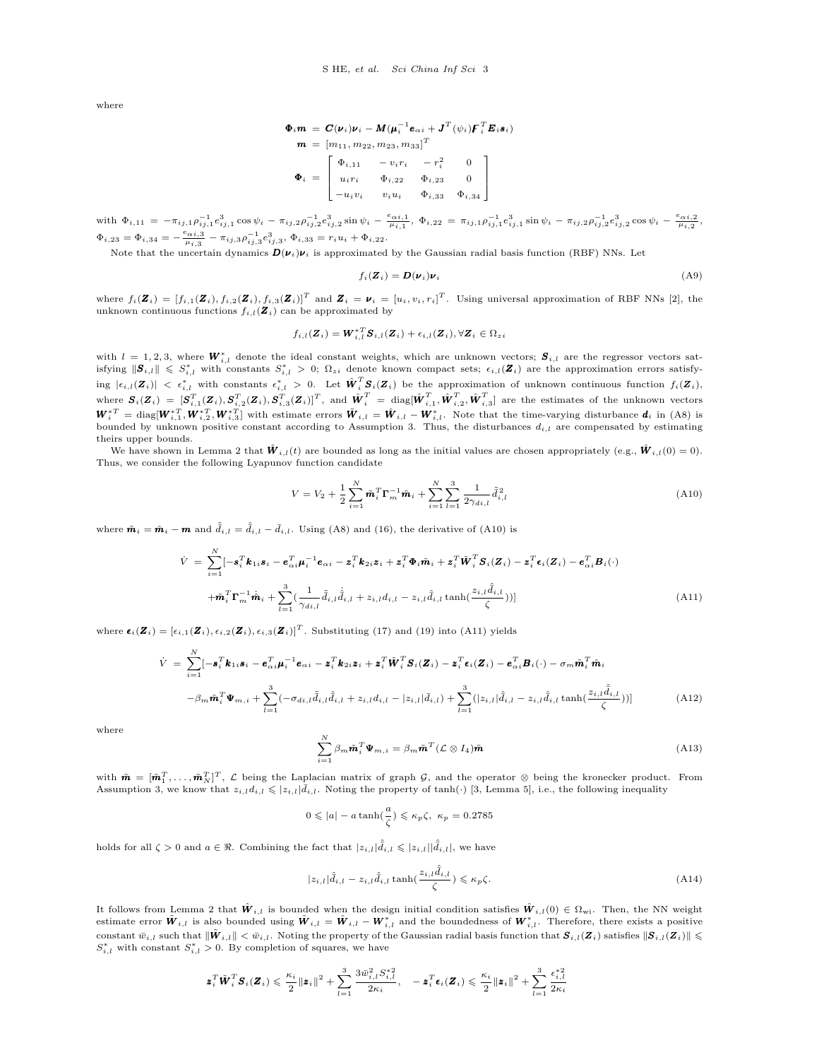where

$$
\begin{aligned}
\boldsymbol{\Phi}_i \boldsymbol{m} &= \boldsymbol{C}(\boldsymbol{\nu}_i)\boldsymbol{\nu}_i - \boldsymbol{M}(\boldsymbol{\mu}_i^{-1}\boldsymbol{e}_{\alpha i} + \boldsymbol{J}^T(\psi_i)\boldsymbol{\Gamma}_i^T \boldsymbol{E}_i \boldsymbol{s}_i) \\
\boldsymbol{m} &= [m_{11}, m_{22}, m_{23}, m_{33}]^T \\
\boldsymbol{\Phi}_i &= \begin{bmatrix} \Phi_{i,11} & -v_i r_i & -r_i^2 & 0 \\ u_i r_i & \Phi_{i,22} & \Phi_{i,23} & 0 \\ -u_i v_i & v_i u_i & \Phi_{i,33} & \Phi_{i,34} \end{bmatrix}
\end{aligned}
$$

with $\Phi_{i,11} = -\pi_{ij,1}\rho_{ij,1}^{-1}e_{ij,1}^3 \cos\psi_i - \pi_{ij,2}\rho_{ij,2}^{-1}e_{ij,2}^3 \sin\psi_i - \frac{e_{\alpha i,1}}{\mu_{i,1}}$, $\Phi_{i,22} = \pi_{ij,1}\rho_{ij,1}^{-1}e_{ij,1}^3 \sin\psi_i - \pi_{ij,2}\rho_{ij,2}^{-1}e_{ij,2}^3 \cos\psi_i - \frac{e_{\alpha i,2}}{\mu_{i,2}}$, $\Phi_{i,23} = \Phi_{i,34} = -\frac{e_{\alpha i,3}}{\mu_{i,3}} - \pi_{ij,3}\rho_{ij,3}^{-1}e_{ij,3}^3$, $\Phi_{i,33} = r_i u_i + \Phi_{i,22}$.

Note that the uncertain dynamics $\boldsymbol{D}(\boldsymbol{\nu}_i)\boldsymbol{\nu}_i$ is approximated by the Gaussian radial basis function (RBF) NNs. Let

$$
f_i(\boldsymbol{Z}_i) = \boldsymbol{D}(\boldsymbol{\nu}_i)\boldsymbol{\nu}_i \tag{A9}
$$

where $f_i(\boldsymbol{Z}_i) = [f_{i,1}(\boldsymbol{Z}_i), f_{i,2}(\boldsymbol{Z}_i), f_{i,3}(\boldsymbol{Z}_i)]^T$ and $\boldsymbol{Z}_i = \boldsymbol{\nu}_i = [u_i, v_i, r_i]^T$. Using universal approximation of RBF NNs [2], the unknown continuous functions $f_{i,l}(\boldsymbol{Z}_i)$ can be approximated by

$$
f_{i,l}(\boldsymbol{Z}_i) = \boldsymbol{W}_{i,l}^{*T}\boldsymbol{S}_{i,l}(\boldsymbol{Z}_i) + \epsilon_{i,l}(\boldsymbol{Z}_i), \forall \boldsymbol{Z}_i \in \Omega_{zi}
$$

with $l = 1, 2, 3$, where $\boldsymbol{W}_{i,l}^*$ denote the ideal constant weights, which are unknown vectors; $\boldsymbol{S}_{i,l}$ are the regressor vectors satisfying $\|\boldsymbol{S}_{i,l}\| \leqslant S_{i,l}^*$ with constants $S_{i,l}^* > 0$; $\Omega_{zi}$ denote known compact sets; $\epsilon_{i,l}(\boldsymbol{Z}_i)$ are the approximation errors satisfying $|\epsilon_{i,l}(\boldsymbol{Z}_i)| < \epsilon_{i,l}^*$ with constants $\epsilon_{i,l}^* > 0$. Let $\hat{\boldsymbol{W}}_i^T \boldsymbol{S}_i(\boldsymbol{Z}_i)$ be the approximation of unknown continuous function $f_i(\boldsymbol{Z}_i)$, where $\boldsymbol{S}_i(\boldsymbol{Z}_i) = [\boldsymbol{S}_{i,1}^T(\boldsymbol{Z}_i), \boldsymbol{S}_{i,2}^T(\boldsymbol{Z}_i), \boldsymbol{S}_{i,3}^T(\boldsymbol{Z}_i)]^T$, and $\hat{\boldsymbol{W}}_i^T = \mathrm{diag}[\hat{\boldsymbol{W}}_{i,1}^T, \hat{\boldsymbol{W}}_{i,2}^T, \hat{\boldsymbol{W}}_{i,3}^T]$ are the estimates of the unknown vectors $\boldsymbol{W}_i^{*T} = \mathrm{diag}[\boldsymbol{W}_{i,1}^{*T}, \boldsymbol{W}_{i,2}^{*T}, \boldsymbol{W}_{i,3}^{*T}]$ with estimate errors $\tilde{\boldsymbol{W}}_{i,l} = \hat{\boldsymbol{W}}_{i,l} - \boldsymbol{W}_{i,l}^*$. Note that the time-varying disturbance $\boldsymbol{d}_i$ in (A8) is bounded by unknown positive constant according to Assumption 3. Thus, the disturbances $d_{i,l}$ are compensated by estimating theirs upper bounds.

We have shown in Lemma 2 that $\hat{\boldsymbol{W}}_{i,l}(t)$ are bounded as long as the initial values are chosen appropriately (e.g., $\hat{\boldsymbol{W}}_{i,l}(0) = 0$). Thus, we consider the following Lyapunov function candidate

$$
V = V_2 + \frac{1}{2}\sum_{i=1}^{N} \tilde{\boldsymbol{m}}_i^T \boldsymbol{\Gamma}_m^{-1} \tilde{\boldsymbol{m}}_i + \sum_{i=1}^{N}\sum_{l=1}^{3} \frac{1}{2\gamma_{di,l}} \tilde{\bar{d}}_{i,l}^2 \tag{A10}
$$

where $\tilde{\boldsymbol{m}}_i = \hat{\boldsymbol{m}}_i - \boldsymbol{m}$ and $\tilde{\bar{d}}_{i,l} = \hat{\bar{d}}_{i,l} - \bar{d}_{i,l}$. Using (A8) and (16), the derivative of (A10) is

$$
\begin{aligned}
\dot{V} = \sum_{i=1}^{N} [&-\boldsymbol{s}_i^T \boldsymbol{k}_{1i}\boldsymbol{s}_i - \boldsymbol{e}_{\alpha i}^T \boldsymbol{\mu}_i^{-1}\boldsymbol{e}_{\alpha i} - \boldsymbol{z}_i^T \boldsymbol{k}_{2i}\boldsymbol{z}_i + \boldsymbol{z}_i^T \boldsymbol{\Phi}_i \tilde{\boldsymbol{m}}_i + \boldsymbol{z}_i^T \tilde{\boldsymbol{W}}_i^T \boldsymbol{S}_i(\boldsymbol{Z}_i) - \boldsymbol{z}_i^T \boldsymbol{\epsilon}_i(\boldsymbol{Z}_i) - \boldsymbol{e}_{\alpha i}^T \boldsymbol{B}_i(\cdot) \\
&+ \tilde{\boldsymbol{m}}_i^T \boldsymbol{\Gamma}_m^{-1} \dot{\hat{\boldsymbol{m}}}_i + \sum_{l=1}^{3} (\frac{1}{\gamma_{di,l}} \tilde{\bar{d}}_{i,l} \dot{\hat{\bar{d}}}_{i,l} + z_{i,l} d_{i,l} - z_{i,l}\hat{\bar{d}}_{i,l} \tanh(\frac{z_{i,l}\hat{\bar{d}}_{i,l}}{\zeta}))]
\end{aligned} \tag{A11}
$$

where $\boldsymbol{\epsilon}_i(\boldsymbol{Z}_i) = [\epsilon_{i,1}(\boldsymbol{Z}_i), \epsilon_{i,2}(\boldsymbol{Z}_i), \epsilon_{i,3}(\boldsymbol{Z}_i)]^T$. Substituting (17) and (19) into (A11) yields

$$
\begin{aligned}
\dot{V} = \sum_{i=1}^{N} [&-\boldsymbol{s}_i^T \boldsymbol{k}_{1i}\boldsymbol{s}_i - \boldsymbol{e}_{\alpha i}^T \boldsymbol{\mu}_i^{-1}\boldsymbol{e}_{\alpha i} - \boldsymbol{z}_i^T \boldsymbol{k}_{2i}\boldsymbol{z}_i + \boldsymbol{z}_i^T \tilde{\boldsymbol{W}}_i^T \boldsymbol{S}_i(\boldsymbol{Z}_i) - \boldsymbol{z}_i^T \boldsymbol{\epsilon}_i(\boldsymbol{Z}_i) - \boldsymbol{e}_{\alpha i}^T \boldsymbol{B}_i(\cdot) - \sigma_m \tilde{\boldsymbol{m}}_i^T \hat{\boldsymbol{m}}_i \\
&-\beta_m \tilde{\boldsymbol{m}}_i^T \boldsymbol{\Psi}_{m,i} + \sum_{l=1}^{3} (-\sigma_{di,l}\tilde{\bar{d}}_{i,l}\hat{\bar{d}}_{i,l} + z_{i,l}d_{i,l} - |z_{i,l}|\bar{d}_{i,l}) + \sum_{l=1}^{3} (|z_{i,l}|\hat{\bar{d}}_{i,l} - z_{i,l}\hat{\bar{d}}_{i,l} \tanh(\frac{z_{i,l}\hat{\bar{d}}_{i,l}}{\zeta}))]
\end{aligned} \tag{A12}
$$

where

$$
\sum_{i=1}^{N} \beta_m \tilde{\boldsymbol{m}}_i^T \boldsymbol{\Psi}_{m,i} = \beta_m \tilde{\boldsymbol{m}}^T (\mathcal{L} \otimes I_4)\tilde{\boldsymbol{m}} \tag{A13}
$$

with $\tilde{\boldsymbol{m}} = [\tilde{\boldsymbol{m}}_1^T, \ldots, \tilde{\boldsymbol{m}}_N^T]^T$, $\mathcal{L}$ being the Laplacian matrix of graph $\mathcal{G}$, and the operator $\otimes$ being the kronecker product. From Assumption 3, we know that $z_{i,l}d_{i,l} \leqslant |z_{i,l}|\bar{d}_{i,l}$. Noting the property of $\tanh(\cdot)$ [3, Lemma 5], i.e., the following inequality

$$
0 \leqslant |a| - a\tanh(\frac{a}{\zeta}) \leqslant \kappa_p \zeta, \ \kappa_p = 0.2785
$$

holds for all $\zeta > 0$ and $a \in \Re$. Combining the fact that $|z_{i,l}|\hat{\bar{d}}_{i,l} \leqslant |z_{i,l}||\hat{\bar{d}}_{i,l}|$, we have

$$
|z_{i,l}|\hat{\bar{d}}_{i,l} - z_{i,l}\hat{\bar{d}}_{i,l} \tanh(\frac{z_{i,l}\hat{\bar{d}}_{i,l}}{\zeta}) \leqslant \kappa_p \zeta. \tag{A14}
$$

It follows from Lemma 2 that $\hat{\boldsymbol{W}}_{i,l}$ is bounded when the design initial condition satisfies $\hat{\boldsymbol{W}}_{i,l}(0) \in \Omega_{\mathrm{wi}}$. Then, the NN weight estimate error $\tilde{\boldsymbol{W}}_{i,l}$ is also bounded using $\tilde{\boldsymbol{W}}_{i,l} = \hat{\boldsymbol{W}}_{i,l} - \boldsymbol{W}_{i,l}^*$ and the boundedness of $\boldsymbol{W}_{i,l}^*$. Therefore, there exists a positive constant $\bar{w}_{i,l}$ such that $\|\tilde{\boldsymbol{W}}_{i,l}\| < \bar{w}_{i,l}$. Noting the property of the Gaussian radial basis function that $\boldsymbol{S}_{i,l}(\boldsymbol{Z}_i)$ satisfies $\|\boldsymbol{S}_{i,l}(\boldsymbol{Z}_i)\| \leqslant S_{i,l}^*$ with constant $S_{i,l}^* > 0$. By completion of squares, we have

$$
\boldsymbol{z}_i^T \tilde{\boldsymbol{W}}_i^T \boldsymbol{S}_i(\boldsymbol{Z}_i) \leqslant \frac{\kappa_i}{2}\|\boldsymbol{z}_i\|^2 + \sum_{l=1}^{3} \frac{3\bar{w}_{i,l}^2 S_{i,l}^{*2}}{2\kappa_i}, \quad -\boldsymbol{z}_i^T \boldsymbol{\epsilon}_i(\boldsymbol{Z}_i) \leqslant \frac{\kappa_i}{2}\|\boldsymbol{z}_i\|^2 + \sum_{l=1}^{3} \frac{\epsilon_{i,l}^{*2}}{2\kappa_i}
$$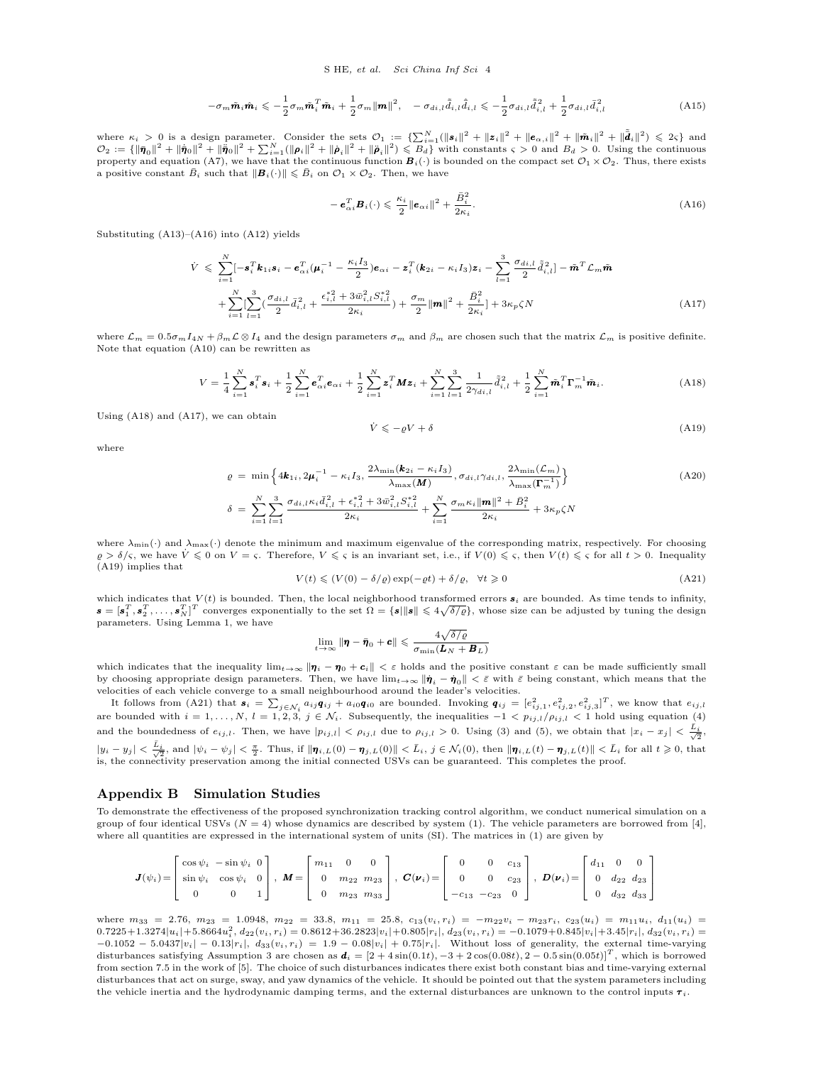$$-\sigma_m\tilde{\boldsymbol{m}}_i\hat{\boldsymbol{m}}_i \leqslant -\frac{1}{2}\sigma_m\tilde{\boldsymbol{m}}_i^T\tilde{\boldsymbol{m}}_i + \frac{1}{2}\sigma_m\|\boldsymbol{m}\|^2, \quad -\sigma_{di,l}\tilde{\bar{d}}_{i,l}\hat{\bar{d}}_{i,l} \leqslant -\frac{1}{2}\sigma_{di,l}\tilde{\bar{d}}_{i,l}^2 + \frac{1}{2}\sigma_{di,l}\bar{d}_{i,l}^2 \tag{A15}$$

where $\kappa_i > 0$ is a design parameter. Consider the sets $\mathcal{O}_1 := \{\sum_{i=1}^N(\|\boldsymbol{s}_i\|^2 + \|\boldsymbol{z}_i\|^2 + \|\boldsymbol{e}_{\alpha,i}\|^2 + \|\tilde{\boldsymbol{m}}_i\|^2 + \|\tilde{\bar{\boldsymbol{d}}}_i\|^2) \leqslant 2\varsigma\}$ and $\mathcal{O}_2 := \{\|\bar{\boldsymbol{\eta}}_0\|^2 + \|\dot{\bar{\boldsymbol{\eta}}}_0\|^2 + \|\ddot{\bar{\boldsymbol{\eta}}}_0\|^2 + \sum_{i=1}^N(\|\boldsymbol{\rho}_i\|^2 + \|\dot{\boldsymbol{\rho}}_i\|^2 + \|\ddot{\boldsymbol{\rho}}_i\|^2) \leqslant B_d\}$ with constants $\varsigma > 0$ and $B_d > 0$. Using the continuous property and equation (A7), we have that the continuous function $\boldsymbol{B}_i(\cdot)$ is bounded on the compact set $\mathcal{O}_1 \times \mathcal{O}_2$. Thus, there exists a positive constant $\bar{B}_i$ such that $\|\boldsymbol{B}_i(\cdot)\| \leqslant \bar{B}_i$ on $\mathcal{O}_1 \times \mathcal{O}_2$. Then, we have

$$-\boldsymbol{e}_{\alpha i}^T\boldsymbol{B}_i(\cdot) \leqslant \frac{\kappa_i}{2}\|\boldsymbol{e}_{\alpha i}\|^2 + \frac{\bar{B}_i^2}{2\kappa_i}. \tag{A16}$$

Substituting (A13)–(A16) into (A12) yields

$$\begin{aligned}\dot{V} \leqslant\ & \sum_{i=1}^N[-\boldsymbol{s}_i^T\boldsymbol{k}_{1i}\boldsymbol{s}_i - \boldsymbol{e}_{\alpha i}^T(\boldsymbol{\mu}_i^{-1} - \frac{\kappa_i I_3}{2})\boldsymbol{e}_{\alpha i} - \boldsymbol{z}_i^T(\boldsymbol{k}_{2i} - \kappa_i I_3)\boldsymbol{z}_i - \sum_{l=1}^3\frac{\sigma_{di,l}}{2}\tilde{\bar{d}}_{i,l}^2] - \tilde{\boldsymbol{m}}^T\mathcal{L}_m\tilde{\boldsymbol{m}} \\ & + \sum_{i=1}^N[\sum_{l=1}^3(\frac{\sigma_{di,l}}{2}\bar{d}_{i,l}^2 + \frac{\epsilon_{i,l}^{*2} + 3\bar{w}_{i,l}^2S_{i,l}^{*2}}{2\kappa_i}) + \frac{\sigma_m}{2}\|\boldsymbol{m}\|^2 + \frac{\bar{B}_i^2}{2\kappa_i}] + 3\kappa_p\zeta N\end{aligned} \tag{A17}$$

where $\mathcal{L}_m = 0.5\sigma_m I_{4N} + \beta_m\mathcal{L}\otimes I_4$ and the design parameters $\sigma_m$ and $\beta_m$ are chosen such that the matrix $\mathcal{L}_m$ is positive definite. Note that equation (A10) can be rewritten as

$$V = \frac{1}{4}\sum_{i=1}^N\boldsymbol{s}_i^T\boldsymbol{s}_i + \frac{1}{2}\sum_{i=1}^N\boldsymbol{e}_{\alpha i}^T\boldsymbol{e}_{\alpha i} + \frac{1}{2}\sum_{i=1}^N\boldsymbol{z}_i^T\boldsymbol{M}\boldsymbol{z}_i + \sum_{i=1}^N\sum_{l=1}^3\frac{1}{2\gamma_{di,l}}\tilde{\bar{d}}_{i,l}^2 + \frac{1}{2}\sum_{i=1}^N\tilde{\boldsymbol{m}}_i^T\boldsymbol{\Gamma}_m^{-1}\tilde{\boldsymbol{m}}_i. \tag{A18}$$

Using (A18) and (A17), we can obtain

$$\dot{V} \leqslant -\varrho V + \delta \tag{A19}$$

where

$$\begin{aligned}\varrho &= \min\Big\{4\boldsymbol{k}_{1i}, 2\boldsymbol{\mu}_i^{-1} - \kappa_i I_3, \frac{2\lambda_{\min}(\boldsymbol{k}_{2i} - \kappa_i I_3)}{\lambda_{\max}(\boldsymbol{M})}, \sigma_{di,l}\gamma_{di,l}, \frac{2\lambda_{\min}(\mathcal{L}_m)}{\lambda_{\max}(\boldsymbol{\Gamma}_m^{-1})}\Big\} \\ \delta &= \sum_{i=1}^N\sum_{l=1}^3\frac{\sigma_{di,l}\kappa_i\bar{d}_{i,l}^2 + \epsilon_{i,l}^{*2} + 3\bar{w}_{i,l}^2S_{i,l}^{*2}}{2\kappa_i} + \sum_{i=1}^N\frac{\sigma_m\kappa_i\|\boldsymbol{m}\|^2 + \bar{B}_i^2}{2\kappa_i} + 3\kappa_p\zeta N\end{aligned} \tag{A20}$$

where $\lambda_{\min}(\cdot)$ and $\lambda_{\max}(\cdot)$ denote the minimum and maximum eigenvalue of the corresponding matrix, respectively. For choosing $\varrho > \delta/\varsigma$, we have $\dot{V} \leqslant 0$ on $V = \varsigma$. Therefore, $V \leqslant \varsigma$ is an invariant set, i.e., if $V(0) \leqslant \varsigma$, then $V(t) \leqslant \varsigma$ for all $t > 0$. Inequality (A19) implies that

$$V(t) \leqslant (V(0) - \delta/\varrho)\exp(-\varrho t) + \delta/\varrho, \quad \forall t \geqslant 0 \tag{A21}$$

which indicates that $V(t)$ is bounded. Then, the local neighborhood transformed errors $\boldsymbol{s}_i$ are bounded. As time tends to infinity, $\boldsymbol{s} = [\boldsymbol{s}_1^T, \boldsymbol{s}_2^T, \ldots, \boldsymbol{s}_N^T]^T$ converges exponentially to the set $\Omega = \{\boldsymbol{s}|\|\boldsymbol{s}\| \leqslant 4\sqrt{\delta/\varrho}\}$, whose size can be adjusted by tuning the design parameters. Using Lemma 1, we have

$$\lim_{t\to\infty}\|\boldsymbol{\eta} - \bar{\boldsymbol{\eta}}_0 + \boldsymbol{c}\| \leqslant \frac{4\sqrt{\delta/\varrho}}{\sigma_{\min}(\boldsymbol{L}_N + \boldsymbol{B}_L)}$$

which indicates that the inequality $\lim_{t\to\infty}\|\boldsymbol{\eta}_i - \boldsymbol{\eta}_0 + \boldsymbol{c}_i\| < \varepsilon$ holds and the positive constant $\varepsilon$ can be made sufficiently small by choosing appropriate design parameters. Then, we have $\lim_{t\to\infty}\|\dot{\boldsymbol{\eta}}_i - \dot{\boldsymbol{\eta}}_0\| < \bar{\varepsilon}$ with $\bar{\varepsilon}$ being constant, which means that the velocities of each vehicle converge to a small neighbourhood around the leader's velocities.

It follows from (A21) that $\boldsymbol{s}_i = \sum_{j\in\mathcal{N}_i}a_{ij}\boldsymbol{q}_{ij} + a_{i0}\boldsymbol{q}_{i0}$ are bounded. Invoking $\boldsymbol{q}_{ij} = [e_{ij,1}^2, e_{ij,2}^2, e_{ij,3}^2]^T$, we know that $e_{ij,l}$ are bounded with $i = 1, \ldots, N$, $l = 1, 2, 3$, $j \in \mathcal{N}_i$. Subsequently, the inequalities $-1 < p_{ij,l}/\rho_{ij,l} < 1$ hold using equation (4) and the boundedness of $e_{ij,l}$. Then, we have $|p_{ij,l}| < \rho_{ij,l}$ due to $\rho_{ij,l} > 0$. Using (3) and (5), we obtain that $|x_i - x_j| < \frac{\bar{L}_i}{\sqrt{2}}$, $|y_i - y_j| < \frac{\bar{L}_i}{\sqrt{2}}$, and $|\psi_i - \psi_j| < \frac{\pi}{2}$. Thus, if $\|\boldsymbol{\eta}_{i,L}(0) - \boldsymbol{\eta}_{j,L}(0)\| < \bar{L}_i$, $j \in \mathcal{N}_i(0)$, then $\|\boldsymbol{\eta}_{i,L}(t) - \boldsymbol{\eta}_{j,L}(t)\| < \bar{L}_i$ for all $t \geqslant 0$, that is, the connectivity preservation among the initial connected USVs can be guaranteed. This completes the proof.

## Appendix B Simulation Studies

To demonstrate the effectiveness of the proposed synchronization tracking control algorithm, we conduct numerical simulation on a group of four identical USVs ($N = 4$) whose dynamics are described by system (1). The vehicle parameters are borrowed from [4], where all quantities are expressed in the international system of units (SI). The matrices in (1) are given by

$$\boldsymbol{J}(\psi_i) = \begin{bmatrix}\cos\psi_i & -\sin\psi_i & 0 \\ \sin\psi_i & \cos\psi_i & 0 \\ 0 & 0 & 1\end{bmatrix},\ \boldsymbol{M} = \begin{bmatrix}m_{11} & 0 & 0 \\ 0 & m_{22} & m_{23} \\ 0 & m_{23} & m_{33}\end{bmatrix},\ \boldsymbol{C}(\boldsymbol{\nu}_i) = \begin{bmatrix}0 & 0 & c_{13} \\ 0 & 0 & c_{23} \\ -c_{13} & -c_{23} & 0\end{bmatrix},\ \boldsymbol{D}(\boldsymbol{\nu}_i) = \begin{bmatrix}d_{11} & 0 & 0 \\ 0 & d_{22} & d_{23} \\ 0 & d_{32} & d_{33}\end{bmatrix}$$

where $m_{33} = 2.76$, $m_{23} = 1.0948$, $m_{22} = 33.8$, $m_{11} = 25.8$, $c_{13}(v_i, r_i) = -m_{22}v_i - m_{23}r_i$, $c_{23}(u_i) = m_{11}u_i$, $d_{11}(u_i) = 0.7225 + 1.3274|u_i| + 5.8664u_i^2$, $d_{22}(v_i, r_i) = 0.8612 + 36.2823|v_i| + 0.805|r_i|$, $d_{23}(v_i, r_i) = -0.1079 + 0.845|v_i| + 3.45|r_i|$, $d_{32}(v_i, r_i) = -0.1052 - 5.0437|v_i| - 0.13|r_i|$, $d_{33}(v_i, r_i) = 1.9 - 0.08|v_i| + 0.75|r_i|$. Without loss of generality, the external time-varying disturbances satisfying Assumption 3 are chosen as $\boldsymbol{d}_i = [2 + 4\sin(0.1t), -3 + 2\cos(0.08t), 2 - 0.5\sin(0.05t)]^T$, which is borrowed from section 7.5 in the work of [5]. The choice of such disturbances indicates there exist both constant bias and time-varying external disturbances that act on surge, sway, and yaw dynamics of the vehicle. It should be pointed out that the system parameters including the vehicle inertia and the hydrodynamic damping terms, and the external disturbances are unknown to the control inputs $\boldsymbol{\tau}_i$.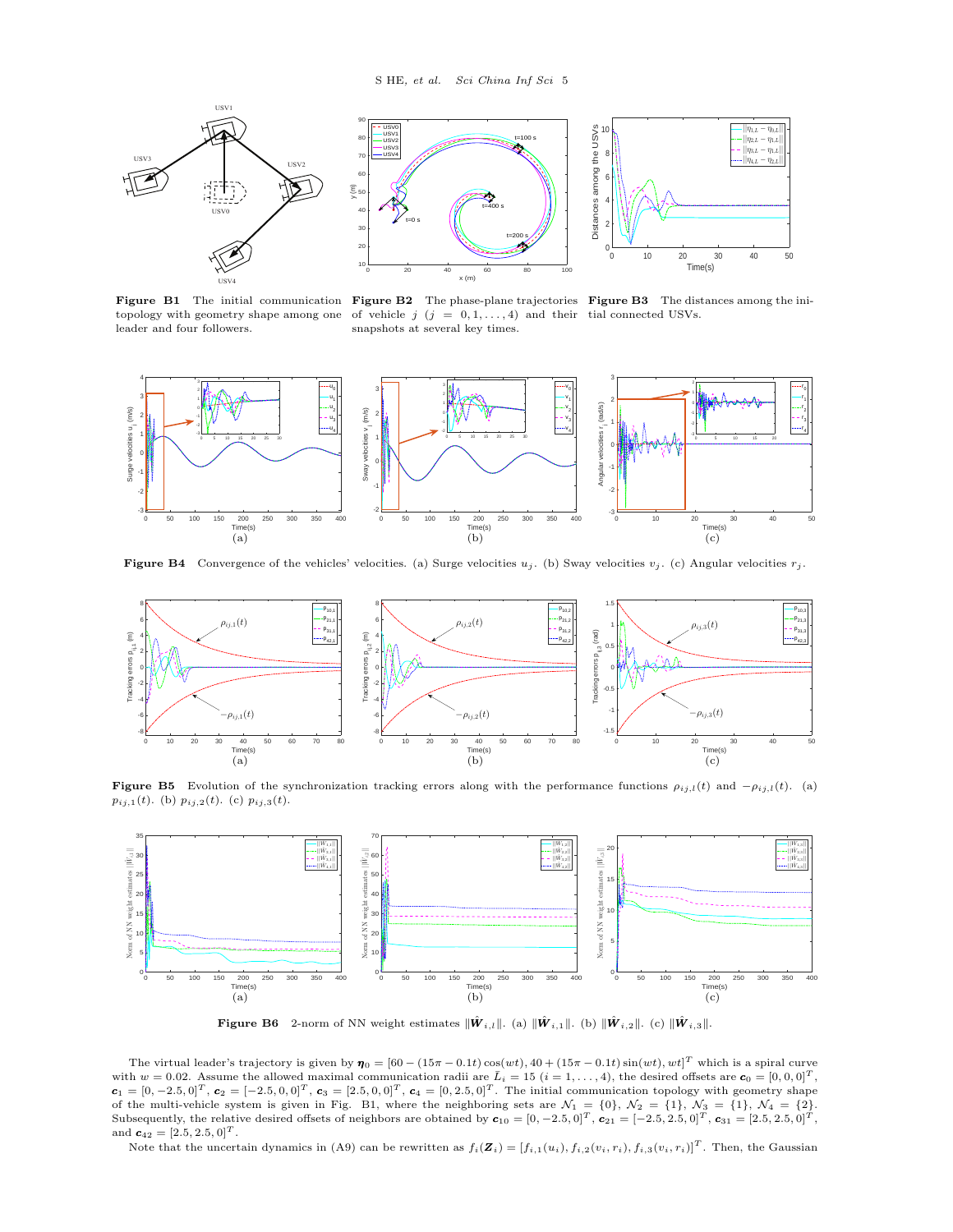**Figure B1** The initial communication topology with geometry shape among one leader and four followers.

**Figure B2** The phase-plane trajectories of vehicle $j$ ($j = 0, 1, \ldots, 4$) and their snapshots at several key times.

**Figure B3** The distances among the initial connected USVs.

**Figure B4** Convergence of the vehicles' velocities. (a) Surge velocities $u_j$. (b) Sway velocities $v_j$. (c) Angular velocities $r_j$.

**Figure B5** Evolution of the synchronization tracking errors along with the performance functions $\rho_{ij,l}(t)$ and $-\rho_{ij,l}(t)$. (a) $p_{ij,1}(t)$. (b) $p_{ij,2}(t)$. (c) $p_{ij,3}(t)$.

**Figure B6** 2-norm of NN weight estimates $\|\hat{\boldsymbol{W}}_{i,l}\|$. (a) $\|\hat{\boldsymbol{W}}_{i,1}\|$. (b) $\|\hat{\boldsymbol{W}}_{i,2}\|$. (c) $\|\hat{\boldsymbol{W}}_{i,3}\|$.

The virtual leader's trajectory is given by $\boldsymbol{\eta}_0 = [60 - (15\pi - 0.1t)\cos(wt), 40 + (15\pi - 0.1t)\sin(wt), wt]^T$ which is a spiral curve with $w = 0.02$. Assume the allowed maximal communication radii are $\bar{L}_i = 15$ ($i = 1, \ldots, 4$), the desired offsets are $\boldsymbol{c}_0 = [0, 0, 0]^T$, $\boldsymbol{c}_1 = [0, -2.5, 0]^T$, $\boldsymbol{c}_2 = [-2.5, 0, 0]^T$, $\boldsymbol{c}_3 = [2.5, 0, 0]^T$, $\boldsymbol{c}_4 = [0, 2.5, 0]^T$. The initial communication topology with geometry shape of the multi-vehicle system is given in Fig. B1, where the neighboring sets are $\mathcal{N}_1 = \{0\}$, $\mathcal{N}_2 = \{1\}$, $\mathcal{N}_3 = \{1\}$, $\mathcal{N}_4 = \{2\}$. Subsequently, the relative desired offsets of neighbors are obtained by $\boldsymbol{c}_{10} = [0, -2.5, 0]^T$, $\boldsymbol{c}_{21} = [-2.5, 2.5, 0]^T$, $\boldsymbol{c}_{31} = [2.5, 2.5, 0]^T$, and $\boldsymbol{c}_{42} = [2.5, 2.5, 0]^T$.

Note that the uncertain dynamics in (A9) can be rewritten as $f_i(\boldsymbol{Z}_i) = [f_{i,1}(u_i), f_{i,2}(v_i, r_i), f_{i,3}(v_i, r_i)]^T$. Then, the Gaussian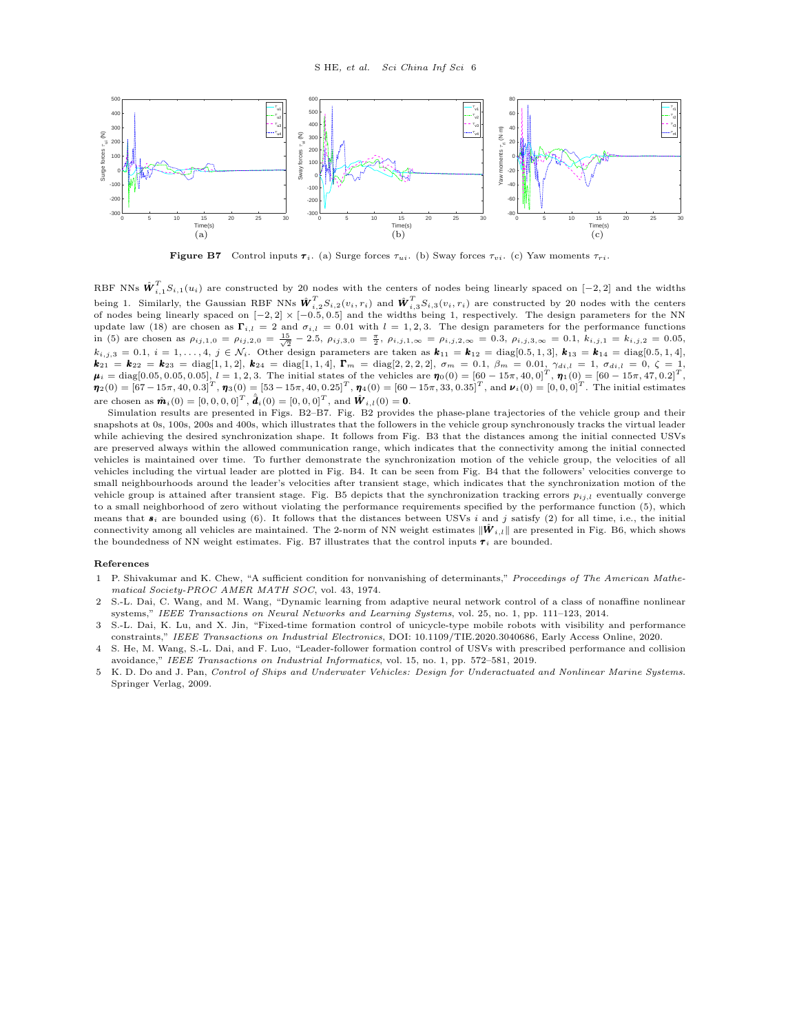Surge forces $\tau_{ui}$ (N)

500
400
300
200
100
0
-100
-200
-300

0 5 10 15 20 25 30

Time(s)

$\tau_{u1}$ $\tau_{u2}$ $\tau_{u3}$ $\tau_{u4}$

(a)

Sway forces $\tau_{vi}$ (N)

600
500
400
300
200
100
0
-100
-200
-300

0 5 10 15 20 25 30

Time(s)

$\tau_{v1}$ $\tau_{v2}$ $\tau_{v3}$ $\tau_{v4}$

(b)

Yaw moments $\tau_{ri}$ (N·m)

80
60
40
20
0
-20
-40
-60
-80

0 5 10 15 20 25 30

Time(s)

$\tau_{r1}$ $\tau_{r2}$ $\tau_{r3}$ $\tau_{r4}$

(c)

**Figure B7** Control inputs $\boldsymbol{\tau}_i$. (a) Surge forces $\tau_{ui}$. (b) Sway forces $\tau_{vi}$. (c) Yaw moments $\tau_{ri}$.

RBF NNs $\hat{\boldsymbol{W}}_{i,1}^T S_{i,1}(u_i)$ are constructed by 20 nodes with the centers of nodes being linearly spaced on $[-2, 2]$ and the widths being 1. Similarly, the Gaussian RBF NNs $\hat{\boldsymbol{W}}_{i,2}^T S_{i,2}(v_i, r_i)$ and $\hat{\boldsymbol{W}}_{i,3}^T S_{i,3}(v_i, r_i)$ are constructed by 20 nodes with the centers of nodes being linearly spaced on $[-2, 2] \times [-0.5, 0.5]$ and the widths being 1, respectively. The design parameters for the NN update law (18) are chosen as $\boldsymbol{\Gamma}_{i,l} = 2$ and $\sigma_{i,l} = 0.01$ with $l = 1, 2, 3$. The design parameters for the performance functions in (5) are chosen as $\rho_{ij,1,0} = \rho_{ij,2,0} = \frac{15}{\sqrt{2}} - 2.5$, $\rho_{ij,3,0} = \frac{\pi}{2}$, $\rho_{i,j,1,\infty} = \rho_{i,j,2,\infty} = 0.3$, $\rho_{i,j,3,\infty} = 0.1$, $k_{i,j,1} = k_{i,j,2} = 0.05$, $k_{i,j,3} = 0.1$, $i = 1, \ldots, 4$, $j \in \mathcal{N}_i$. Other design parameters are taken as $\boldsymbol{k}_{11} = \boldsymbol{k}_{12} = \mathrm{diag}[0.5, 1, 3]$, $\boldsymbol{k}_{13} = \boldsymbol{k}_{14} = \mathrm{diag}[0.5, 1, 4]$, $\boldsymbol{k}_{21} = \boldsymbol{k}_{22} = \boldsymbol{k}_{23} = \mathrm{diag}[1, 1, 2]$, $\boldsymbol{k}_{24} = \mathrm{diag}[1, 1, 4]$, $\boldsymbol{\Gamma}_m = \mathrm{diag}[2, 2, 2, 2]$, $\sigma_m = 0.1$, $\beta_m = 0.01$, $\gamma_{di,l} = 1$, $\sigma_{di,l} = 0$, $\zeta = 1$, $\boldsymbol{\mu}_i = \mathrm{diag}[0.05, 0.05, 0.05]$, $l = 1, 2, 3$. The initial states of the vehicles are $\boldsymbol{\eta}_0(0) = [60 - 15\pi, 40, 0]^T$, $\boldsymbol{\eta}_1(0) = [60 - 15\pi, 47, 0.2]^T$, $\boldsymbol{\eta}_2(0) = [67 - 15\pi, 40, 0.3]^T$, $\boldsymbol{\eta}_3(0) = [53 - 15\pi, 40, 0.25]^T$, $\boldsymbol{\eta}_4(0) = [60 - 15\pi, 33, 0.35]^T$, and $\boldsymbol{\nu}_i(0) = [0, 0, 0]^T$. The initial estimates are chosen as $\hat{\boldsymbol{m}}_i(0) = [0, 0, 0, 0]^T$, $\hat{\boldsymbol{d}}_i(0) = [0, 0, 0]^T$, and $\hat{\boldsymbol{W}}_{i,l}(0) = \boldsymbol{0}$.

Simulation results are presented in Figs. B2–B7. Fig. B2 provides the phase-plane trajectories of the vehicle group and their snapshots at 0s, 100s, 200s and 400s, which illustrates that the followers in the vehicle group synchronously tracks the virtual leader while achieving the desired synchronization shape. It follows from Fig. B3 that the distances among the initial connected USVs are preserved always within the allowed communication range, which indicates that the connectivity among the initial connected vehicles is maintained over time. To further demonstrate the synchronization motion of the vehicle group, the velocities of all vehicles including the virtual leader are plotted in Fig. B4. It can be seen from Fig. B4 that the followers' velocities converge to small neighbourhoods around the leader's velocities after transient stage, which indicates that the synchronization motion of the vehicle group is attained after transient stage. Fig. B5 depicts that the synchronization tracking errors $p_{ij,l}$ eventually converge to a small neighborhood of zero without violating the performance requirements specified by the performance function (5), which means that $\boldsymbol{s}_i$ are bounded using (6). It follows that the distances between USVs $i$ and $j$ satisfy (2) for all time, i.e., the initial connectivity among all vehicles are maintained. The 2-norm of NN weight estimates $\|\hat{\boldsymbol{W}}_{i,l}\|$ are presented in Fig. B6, which shows the boundedness of NN weight estimates. Fig. B7 illustrates that the control inputs $\boldsymbol{\tau}_i$ are bounded.

## References

1. P. Shivakumar and K. Chew, "A sufficient condition for nonvanishing of determinants," *Proceedings of The American Mathematical Society-PROC AMER MATH SOC*, vol. 43, 1974.
2. S.-L. Dai, C. Wang, and M. Wang, "Dynamic learning from adaptive neural network control of a class of nonaffine nonlinear systems," *IEEE Transactions on Neural Networks and Learning Systems*, vol. 25, no. 1, pp. 111–123, 2014.
3. S.-L. Dai, K. Lu, and X. Jin, "Fixed-time formation control of unicycle-type mobile robots with visibility and performance constraints," *IEEE Transactions on Industrial Electronics*, DOI: 10.1109/TIE.2020.3040686, Early Access Online, 2020.
4. S. He, M. Wang, S.-L. Dai, and F. Luo, "Leader-follower formation control of USVs with prescribed performance and collision avoidance," *IEEE Transactions on Industrial Informatics*, vol. 15, no. 1, pp. 572–581, 2019.
5. K. D. Do and J. Pan, *Control of Ships and Underwater Vehicles: Design for Underactuated and Nonlinear Marine Systems.* Springer Verlag, 2009.